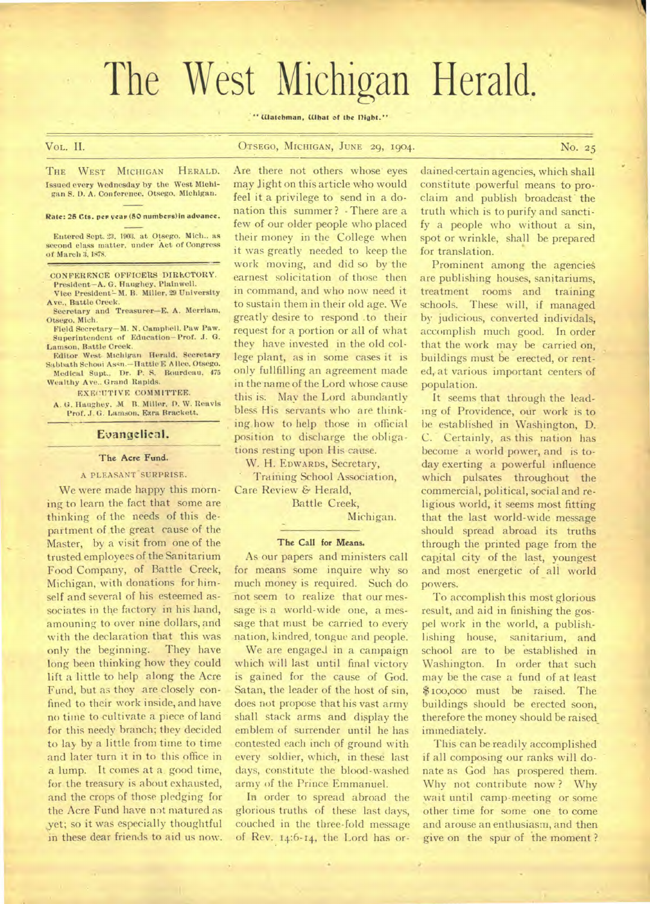# The West Michigan Herald.

"Watchman, What of the Night."

VOL. II. OTSEGO, MICHIGAN, JUNE 29, 1904. No. 25

THE WEST MICHIGAN HERALD.
Issued every Wednesday by the West Michigan S. D. A. Conference. Otsego, Michigan.

**Rate: 25 Cts. per year (50 numbers) in advance.**

Entered Sept. 23, 1903, at Otsego, Mich., as second class matter, under Act of Congress of March 3, 1879.

CONFERENCE OFFICERS DIRECTORY.
President—A. G. Haughey, Plainwell.
Vice President—M. B. Miller, 29 University Ave., Battle Creek.
Secretary and Treasurer—E. A. Merriam, Otsego, Mich.
Field Secretary—M. N. Campbell, Paw Paw.
Superintendent of Education—Prof. J. G. Lamson, Battle Creek.
Editor West Michigan Herald, Secretary Sabbath School Assn.—Hattie E Allee, Otsego.
Medical Supt., Dr. P. S. Bourdeau, 475 Wealthy Ave., Grand Rapids.

EXECUTIVE COMMITTEE.
A. G. Haughey, M. B. Miller, D. W. Reavis, Prof. J. G. Lamson, Ezra Brackett.

## Evangelical.

### The Acre Fund.

A PLEASANT SURPRISE.

We were made happy this morning to learn the fact that some are thinking of the needs of this department of the great cause of the Master, by a visit from one of the trusted employees of the Sanitarium Food Company, of Battle Creek, Michigan, with donations for himself and several of his esteemed associates in the factory in his hand, amouning to over nine dollars, and with the declaration that this was only the beginning. They have long been thinking how they could lift a little to help along the Acre Fund, but as they are closely confined to their work inside, and have no time to cultivate a piece of land for this needy branch; they decided to lay by a little from time to time and later turn it in to this office in a lump. It comes at a good time, for the treasury is about exhausted, and the crops of those pledging for the Acre Fund have not matured as yet; so it was especially thoughtful in these dear friends to aid us now. Are there not others whose eyes may light on this article who would feel it a privilege to send in a donation this summer? There are a few of our older people who placed their money in the College when it was greatly needed to keep the work moving, and did so by the earnest solicitation of those then in command, and who now need it to sustain them in their old age. We greatly desire to respond to their request for a portion or all of what they have invested in the old college plant, as in some cases it is only fullfilling an agreement made in the name of the Lord whose cause this is. May the Lord abundantly bless His servants who are thinking how to help those in official position to discharge the obligations resting upon His cause.

W. H. EDWARDS, Secretary,
Training School Association,
Care Review & Herald,
Battle Creek,
Michigan.

### The Call for Means.

As our papers and ministers call for means some inquire why so much money is required. Such do not seem to realize that our message is a world-wide one, a message that must be carried to every nation, kindred, tongue and people.

We are engaged in a campaign which will last until final victory is gained for the cause of God. Satan, the leader of the host of sin, does not propose that his vast army shall stack arms and display the emblem of surrender until he has contested each inch of ground with every soldier, which, in these last days, constitute the blood-washed army of the Prince Emmanuel.

In order to spread abroad the glorious truths of these last days, couched in the three-fold message of Rev. 14:6-14, the Lord has ordained certain agencies, which shall constitute powerful means to proclaim and publish broadcast the truth which is to purify and sanctify a people who without a sin, spot or wrinkle, shall be prepared for translation.

Prominent among the agencies are publishing houses, sanitariums, treatment rooms and training schools. These will, if managed by judicious, converted individals, accomplish much good. In order that the work may be carried on, buildings must be erected, or rented, at various important centers of population.

It seems that through the leading of Providence, our work is to be established in Washington, D. C. Certainly, as this nation has become a world power, and is today exerting a powerful influence which pulsates throughout the commercial, political, social and religious world, it seems most fitting that the last world-wide message should spread abroad its truths through the printed page from the capital city of the last, youngest and most energetic of all world powers.

To accomplish this most glorious result, and aid in finishing the gospel work in the world, a publishlishing house, sanitarium, and school are to be established in Washington. In order that such may be the case a fund of at least $100,000 must be raised. The buildings should be erected soon, therefore the money should be raised immediately.

This can be readily accomplished if all composing our ranks will donate as God has prospered them. Why not contribute now? Why wait until camp-meeting or some other time for some one to come and arouse an enthusiasm, and then give on the spur of the moment?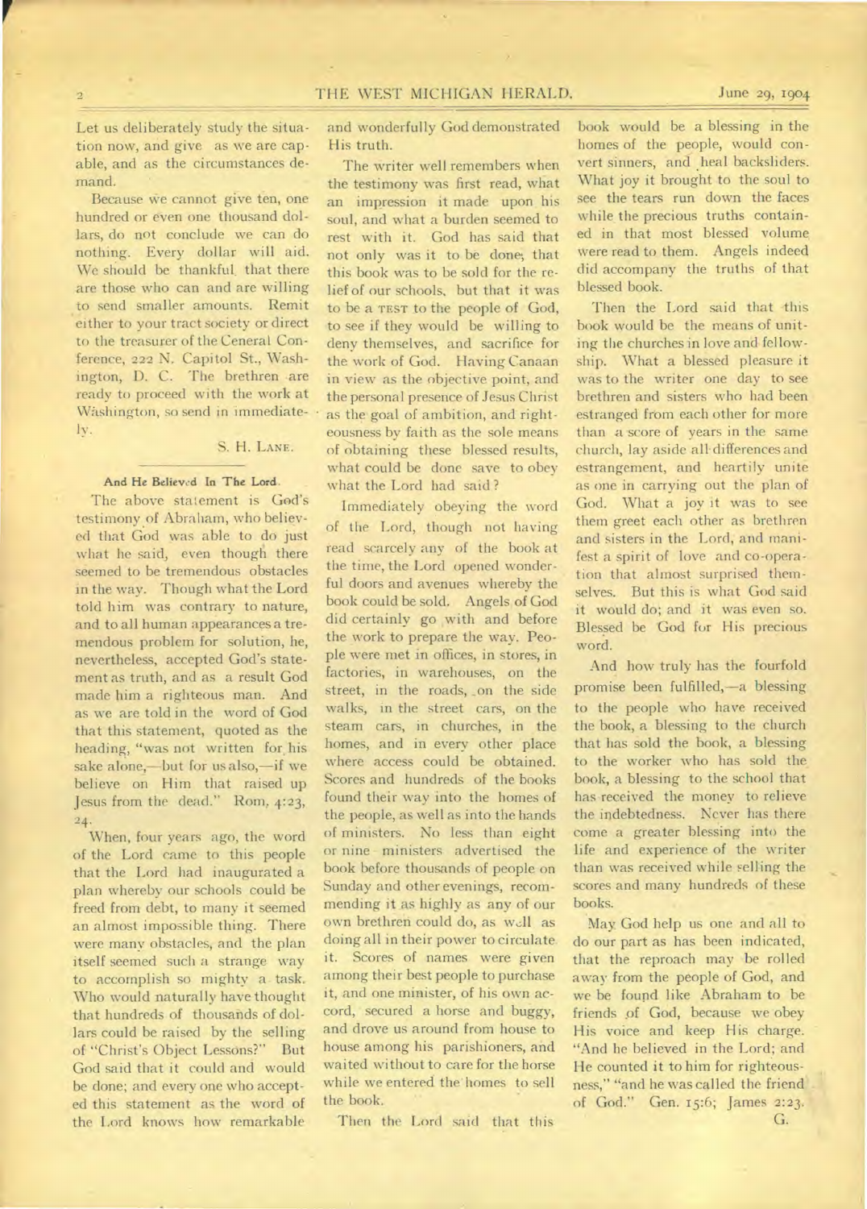Let us deliberately study the situation now, and give as we are capable, and as the circumstances demand.

Because we cannot give ten, one hundred or even one thousand dollars, do not conclude we can do nothing. Every dollar will aid. We should be thankful that there are those who can and are willing to send smaller amounts. Remit either to your tract society or direct to the treasurer of the General Conference, 222 N. Capitol St., Washington, D. C. The brethren are ready to proceed with the work at Washington, so send in immediately.

S. H. LANE.

### And He Believed In The Lord.

The above statement is God's testimony of Abraham, who believed that God was able to do just what he said, even though there seemed to be tremendous obstacles in the way. Though what the Lord told him was contrary to nature, and to all human appearances a tremendous problem for solution, he, nevertheless, accepted God's statement as truth, and as a result God made him a righteous man. And as we are told in the word of God that this statement, quoted as the heading, "was not written for his sake alone,—but for us also,—if we believe on Him that raised up Jesus from the dead." Rom. 4:23, 24.

When, four years ago, the word of the Lord came to this people that the Lord had inaugurated a plan whereby our schools could be freed from debt, to many it seemed an almost impossible thing. There were many obstacles, and the plan itself seemed such a strange way to accomplish so mighty a task. Who would naturally have thought that hundreds of thousands of dollars could be raised by the selling of "Christ's Object Lessons?" But God said that it could and would be done; and every one who accepted this statement as the word of the Lord knows how remarkable and wonderfully God demonstrated His truth.

The writer well remembers when the testimony was first read, what an impression it made upon his soul, and what a burden seemed to rest with it. God has said that not only was it to be done, that this book was to be sold for the relief of our schools, but that it was to be a TEST to the people of God, to see if they would be willing to deny themselves, and sacrifice for the work of God. Having Canaan in view as the objective point, and the personal presence of Jesus Christ as the goal of ambition, and righteousness by faith as the sole means of obtaining these blessed results, what could be done save to obey what the Lord had said?

Immediately obeying the word of the Lord, though not having read scarcely any of the book at the time, the Lord opened wonderful doors and avenues whereby the book could be sold. Angels of God did certainly go with and before the work to prepare the way. People were met in offices, in stores, in factories, in warehouses, on the street, in the roads, on the side walks, in the street cars, on the steam cars, in churches, in the homes, and in every other place where access could be obtained. Scores and hundreds of the books found their way into the homes of the people, as well as into the hands of ministers. No less than eight or nine ministers advertised the book before thousands of people on Sunday and other evenings, recommending it as highly as any of our own brethren could do, as well as doing all in their power to circulate it. Scores of names were given among their best people to purchase it, and one minister, of his own accord, secured a horse and buggy, and drove us around from house to house among his parishioners, and waited without to care for the horse while we entered the homes to sell the book.

Then the Lord said that this book would be a blessing in the homes of the people, would convert sinners, and heal backsliders. What joy it brought to the soul to see the tears run down the faces while the precious truths contained in that most blessed volume were read to them. Angels indeed did accompany the truths of that blessed book.

Then the Lord said that this book would be the means of uniting the churches in love and fellowship. What a blessed pleasure it was to the writer one day to see brethren and sisters who had been estranged from each other for more than a score of years in the same church, lay aside all differences and estrangement, and heartily unite as one in carrying out the plan of God. What a joy it was to see them greet each other as brethren and sisters in the Lord, and manifest a spirit of love and co-operation that almost surprised themselves. But this is what God said it would do; and it was even so. Blessed be God for His precious word.

And how truly has the fourfold promise been fulfilled,—a blessing to the people who have received the book, a blessing to the church that has sold the book, a blessing to the worker who has sold the book, a blessing to the school that has received the money to relieve the indebtedness. Never has there come a greater blessing into the life and experience of the writer than was received while selling the scores and many hundreds of these books.

May God help us one and all to do our part as has been indicated, that the reproach may be rolled away from the people of God, and we be found like Abraham to be friends of God, because we obey His voice and keep His charge. "And he believed in the Lord; and He counted it to him for righteousness," "and he was called the friend of God." Gen. 15:6; James 2:23.

G.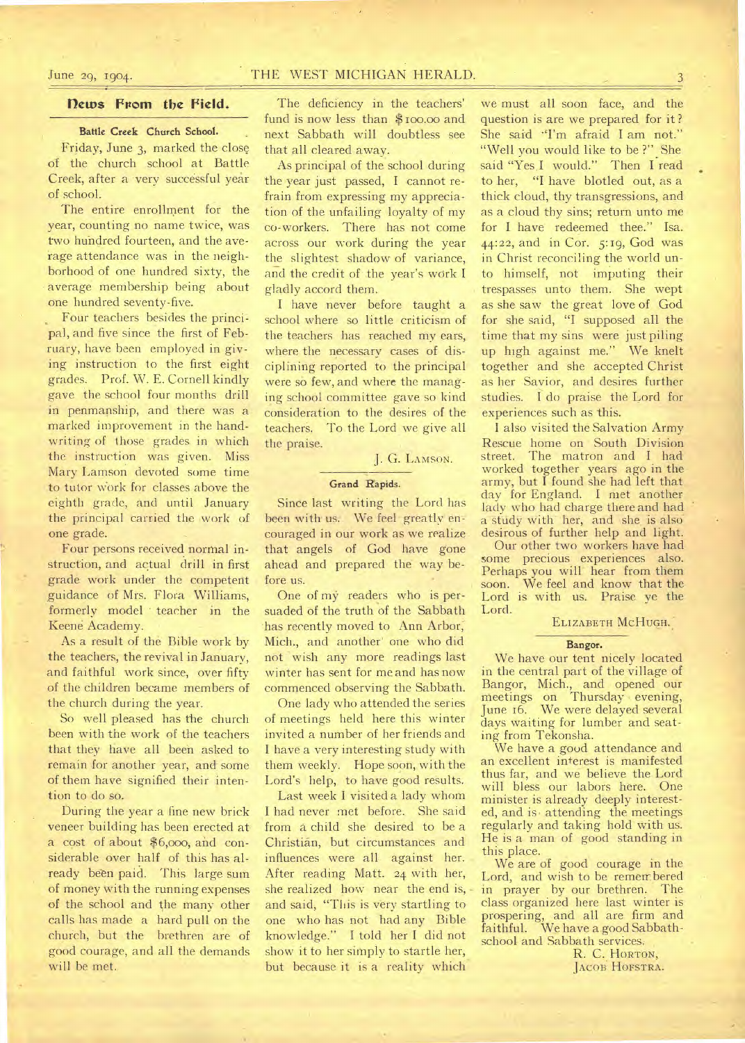## News From the Field.

### Battle Creek Church School.

Friday, June 3, marked the close of the church school at Battle Creek, after a very successful year of school.

The entire enrollment for the year, counting no name twice, was two hundred fourteen, and the average attendance was in the neighborhood of one hundred sixty, the average membership being about one hundred seventy-five.

Four teachers besides the principal, and five since the first of February, have been employed in giving instruction to the first eight grades. Prof. W. E. Cornell kindly gave the school four months drill in penmanship, and there was a marked improvement in the handwriting of those grades in which the instruction was given. Miss Mary Lamson devoted some time to tutor work for classes above the eighth grade, and until January the principal carried the work of one grade.

Four persons received normal instruction, and actual drill in first grade work under the competent guidance of Mrs. Flora Williams, formerly model teacher in the Keene Academy.

As a result of the Bible work by the teachers, the revival in January, and faithful work since, over fifty of the children became members of the church during the year.

So well pleased has the church been with the work of the teachers that they have all been asked to remain for another year, and some of them have signified their intention to do so.

During the year a fine new brick veneer building has been erected at a cost of about $6,000, and considerable over half of this has already been paid. This large sum of money with the running expenses of the school and the many other calls has made a hard pull on the church, but the brethren are of good courage, and all the demands will be met.

The deficiency in the teachers' fund is now less than $100.00 and next Sabbath will doubtless see that all cleared away.

As principal of the school during the year just passed, I cannot refrain from expressing my appreciation of the unfailing loyalty of my co-workers. There has not come across our work during the year the slightest shadow of variance, and the credit of the year's work I gladly accord them.

I have never before taught a school where so little criticism of the teachers has reached my ears, where the necessary cases of disciplining reported to the principal were so few, and where the managing school committee gave so kind consideration to the desires of the teachers. To the Lord we give all the praise.

J. G. Lamson.

### Grand Rapids.

Since last writing the Lord has been with us. We feel greatly encouraged in our work as we realize that angels of God have gone ahead and prepared the way before us.

One of my readers who is persuaded of the truth of the Sabbath has recently moved to Ann Arbor, Mich., and another one who did not wish any more readings last winter has sent for me and has now commenced observing the Sabbath.

One lady who attended the series of meetings held here this winter invited a number of her friends and I have a very interesting study with them weekly. Hope soon, with the Lord's help, to have good results.

Last week I visited a lady whom I had never met before. She said from a child she desired to be a Christian, but circumstances and influences were all against her. After reading Matt. 24 with her, she realized how near the end is, and said, "This is very startling to one who has not had any Bible knowledge." I told her I did not show it to her simply to startle her, but because it is a reality which we must all soon face, and the question is are we prepared for it? She said "I'm afraid I am not." "Well you would like to be?" She said "Yes I would." Then I read to her, "I have blotled out, as a thick cloud, thy transgressions, and as a cloud thy sins; return unto me for I have redeemed thee." Isa. 44:22, and in Cor. 5:19, God was in Christ reconciling the world unto himself, not imputing their trespasses unto them. She wept as she saw the great love of God for she said, "I supposed all the time that my sins were just piling up high against me." We knelt together and she accepted Christ as her Savior, and desires further studies. I do praise the Lord for experiences such as this.

I also visited the Salvation Army Rescue home on South Division street. The matron and I had worked together years ago in the army, but I found she had left that day for England. I met another lady who had charge there and had a study with her, and she is also desirous of further help and light.

Our other two workers have had some precious experiences also. Perhaps you will hear from them soon. We feel and know that the Lord is with us. Praise ye the Lord.

Elizabeth McHugh.

### Bangor.

We have our tent nicely located in the central part of the village of Bangor, Mich., and opened our meetings on Thursday evening, June 16. We were delayed several days waiting for lumber and seating from Tekonsha.

We have a good attendance and an excellent interest is manifested thus far, and we believe the Lord will bless our labors here. One minister is already deeply interested, and is attending the meetings regularly and taking hold with us. He is a man of good standing in this place.

We are of good courage in the Lord, and wish to be remembered in prayer by our brethren. The class organized here last winter is prospering, and all are firm and faithful. We have a good Sabbath-school and Sabbath services.

R. C. Horton,
Jacob Hofstra.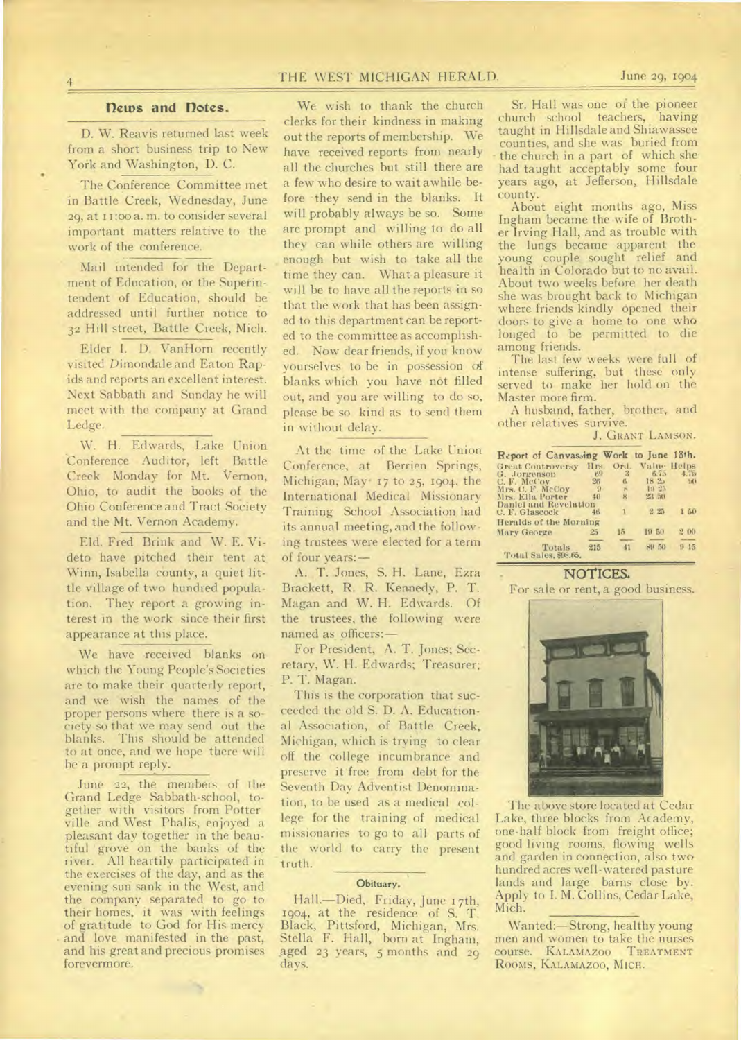## News and Notes.

D. W. Reavis returned last week from a short business trip to New York and Washington, D. C.

The Conference Committee met in Battle Creek, Wednesday, June 29, at 11:00 a. m. to consider several important matters relative to the work of the conference.

Mail intended for the Department of Education, or the Superintendent of Education, should be addressed until further notice to 32 Hill street, Battle Creek, Mich.

Elder I. D. VanHorn recently visited Dimondale and Eaton Rapids and reports an excellent interest. Next Sabbath and Sunday he will meet with the company at Grand Ledge.

W. H. Edwards, Lake Union Conference Auditor, left Battle Creek Monday for Mt. Vernon, Ohio, to audit the books of the Ohio Conference and Tract Society and the Mt. Vernon Academy.

Eld. Fred Brink and W. E. Videto have pitched their tent at Winn, Isabella county, a quiet little village of two hundred population. They report a growing interest in the work since their first appearance at this place.

We have received blanks on which the Young People's Societies are to make their quarterly report, and we wish the names of the proper persons where there is a society so that we may send out the blanks. This should be attended to at once, and we hope there will be a prompt reply.

June 22, the members of the Grand Ledge Sabbath-school, together with visitors from Potterville and West Phalis, enjoyed a pleasant day together in the beautiful grove on the banks of the river. All heartily participated in the exercises of the day, and as the evening sun sank in the West, and the company separated to go to their homes, it was with feelings of gratitude to God for His mercy and love manifested in the past, and his great and precious promises forevermore.

We wish to thank the church clerks for their kindness in making out the reports of membership. We have received reports from nearly all the churches but still there are a few who desire to wait awhile before they send in the blanks. It will probably always be so. Some are prompt and willing to do all they can while others are willing enough but wish to take all the time they can. What a pleasure it will be to have all the reports in so that the work that has been assigned to this department can be reported to the committee as accomplished. Now dear friends, if you know yourselves to be in possession of blanks which you have not filled out, and you are willing to do so, please be so kind as to send them in without delay.

At the time of the Lake Union Conference, at Berrien Springs, Michigan, May 17 to 25, 1904, the International Medical Missionary Training School Association had its annual meeting, and the following trustees were elected for a term of four years:—

A. T. Jones, S. H. Lane, Ezra Brackett, R. R. Kennedy, P. T. Magan and W. H. Edwards. Of the trustees, the following were named as officers:—

For President, A. T. Jones; Secretary, W. H. Edwards; Treasurer; P. T. Magan.

This is the corporation that succeeded the old S. D. A. Educational Association, of Battle Creek, Michigan, which is trying to clear off the college incumbrance and preserve it free from debt for the Seventh Day Adventist Denomination, to be used as a medical college for the training of medical missionaries to go to all parts of the world to carry the present truth.

### Obituary.

Hall.—Died, Friday, June 17th, 1904, at the residence of S. T. Black, Pittsford, Michigan, Mrs. Stella F. Hall, born at Ingham, aged 23 years, 5 months and 29 days.

Sr. Hall was one of the pioneer church school teachers, having taught in Hillsdale and Shiawassee counties, and she was buried from the church in a part of which she had taught acceptably some four years ago, at Jefferson, Hillsdale county.

About eight months ago, Miss Ingham became the wife of Brother Irving Hall, and as trouble with the lungs became apparent the young couple sought relief and health in Colorado but to no avail. About two weeks before her death she was brought back to Michigan where friends kindly opened their doors to give a home to one who longed to be permitted to die among friends.

The last few weeks were full of intense suffering, but these only served to make her hold on the Master more firm.

A husband, father, brother, and other relatives survive.

J. Grant Lamson.

### Report of Canvassing Work to June 18th.

| | Hrs. | Ord. | Value | Helps |
|---|---|---|---|---|
| **Great Controversy** | | | | |
| G. Jorgenson | 69 | 3 | 6.75 | 4.75 |
| C. F. McCoy | 26 | 6 | 18 25 | 50 |
| Mrs. C. F. McCoy | 9 | 8 | 19 25 | |
| Mrs. Ella Porter | 40 | 8 | 23 50 | |
| **Daniel and Revelation** | | | | |
| C. F. Glascock | 46 | 1 | 2 25 | 1 50 |
| **Heralds of the Morning** | | | | |
| Mary George | 25 | 15 | 19 50 | 2 00 |
| Totals | 215 | 41 | 89 50 | 9 15 |

Total Sales, $98.65.

## NOTICES.

For sale or rent, a good business.

The above store located at Cedar Lake, three blocks from Academy, one-half block from freight office; good living rooms, flowing wells and garden in connection, also two hundred acres well-watered pasture lands and large barns close by. Apply to I. M. Collins, Cedar Lake, Mich.

Wanted:—Strong, healthy young men and women to take the nurses course. Kalamazoo Treatment Rooms, Kalamazoo, Mich.